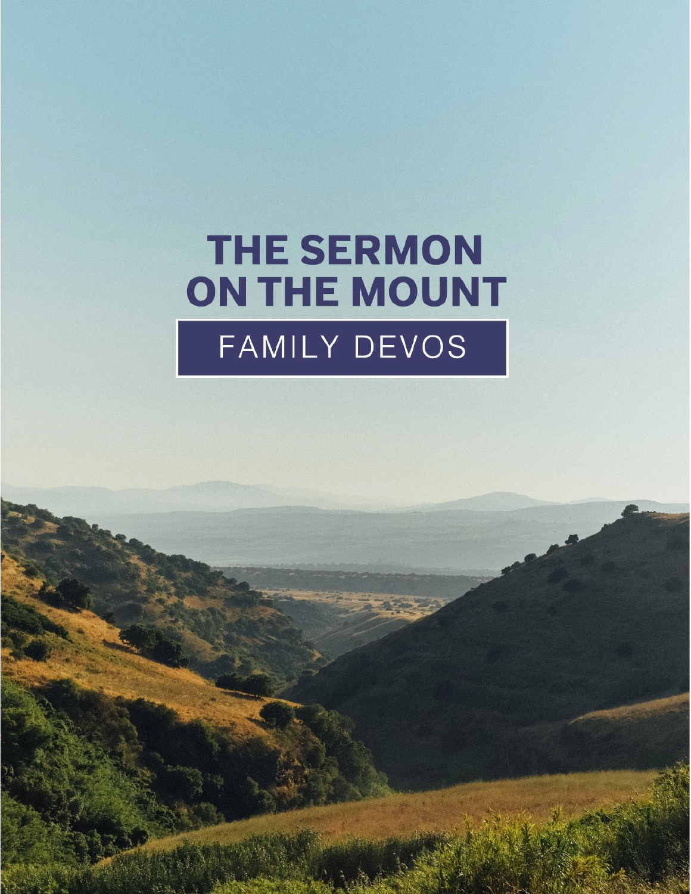# THE SERMON ON THE MOUNT

## FAMILY DEVOS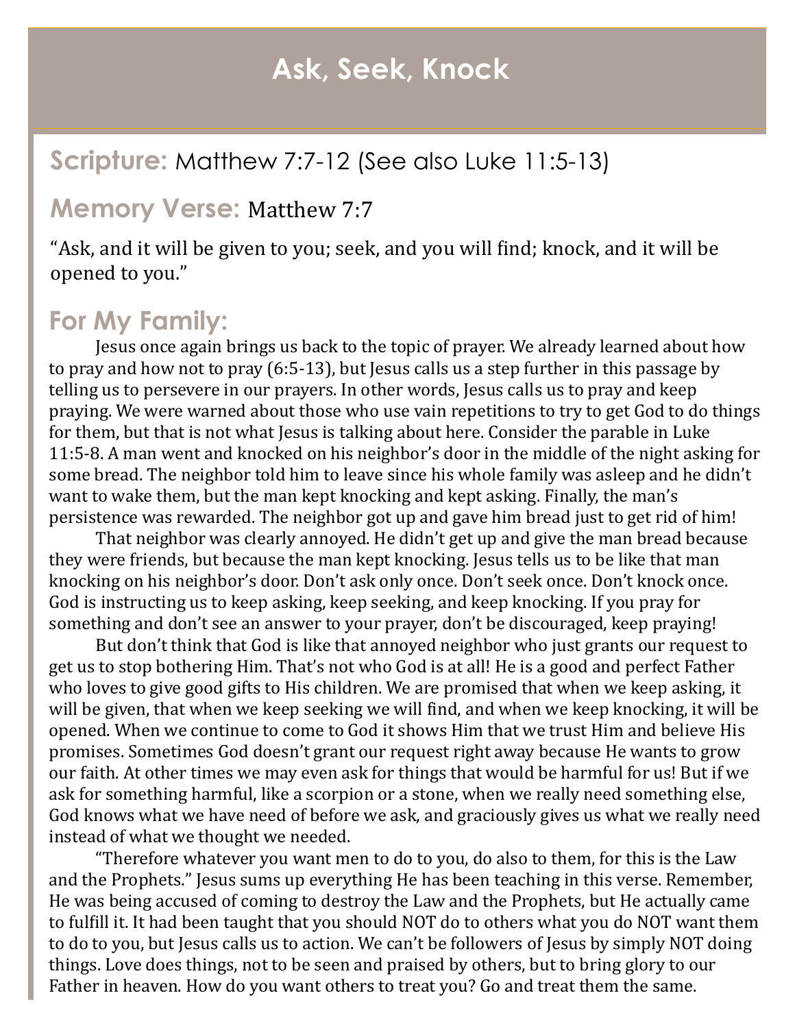# Ask, Seek, Knock

## Scripture: Matthew 7:7-12 (See also Luke 11:5-13)

## Memory Verse: Matthew 7:7

"Ask, and it will be given to you; seek, and you will find; knock, and it will be opened to you."

## For My Family:

Jesus once again brings us back to the topic of prayer. We already learned about how to pray and how not to pray (6:5-13), but Jesus calls us a step further in this passage by telling us to persevere in our prayers. In other words, Jesus calls us to pray and keep praying. We were warned about those who use vain repetitions to try to get God to do things for them, but that is not what Jesus is talking about here. Consider the parable in Luke 11:5-8. A man went and knocked on his neighbor's door in the middle of the night asking for some bread. The neighbor told him to leave since his whole family was asleep and he didn't want to wake them, but the man kept knocking and kept asking. Finally, the man's persistence was rewarded. The neighbor got up and gave him bread just to get rid of him!

That neighbor was clearly annoyed. He didn't get up and give the man bread because they were friends, but because the man kept knocking. Jesus tells us to be like that man knocking on his neighbor's door. Don't ask only once. Don't seek once. Don't knock once. God is instructing us to keep asking, keep seeking, and keep knocking. If you pray for something and don't see an answer to your prayer, don't be discouraged, keep praying!

But don't think that God is like that annoyed neighbor who just grants our request to get us to stop bothering Him. That's not who God is at all! He is a good and perfect Father who loves to give good gifts to His children. We are promised that when we keep asking, it will be given, that when we keep seeking we will find, and when we keep knocking, it will be opened. When we continue to come to God it shows Him that we trust Him and believe His promises. Sometimes God doesn't grant our request right away because He wants to grow our faith. At other times we may even ask for things that would be harmful for us! But if we ask for something harmful, like a scorpion or a stone, when we really need something else, God knows what we have need of before we ask, and graciously gives us what we really need instead of what we thought we needed.

"Therefore whatever you want men to do to you, do also to them, for this is the Law and the Prophets." Jesus sums up everything He has been teaching in this verse. Remember, He was being accused of coming to destroy the Law and the Prophets, but He actually came to fulfill it. It had been taught that you should NOT do to others what you do NOT want them to do to you, but Jesus calls us to action. We can't be followers of Jesus by simply NOT doing things. Love does things, not to be seen and praised by others, but to bring glory to our Father in heaven. How do you want others to treat you? Go and treat them the same.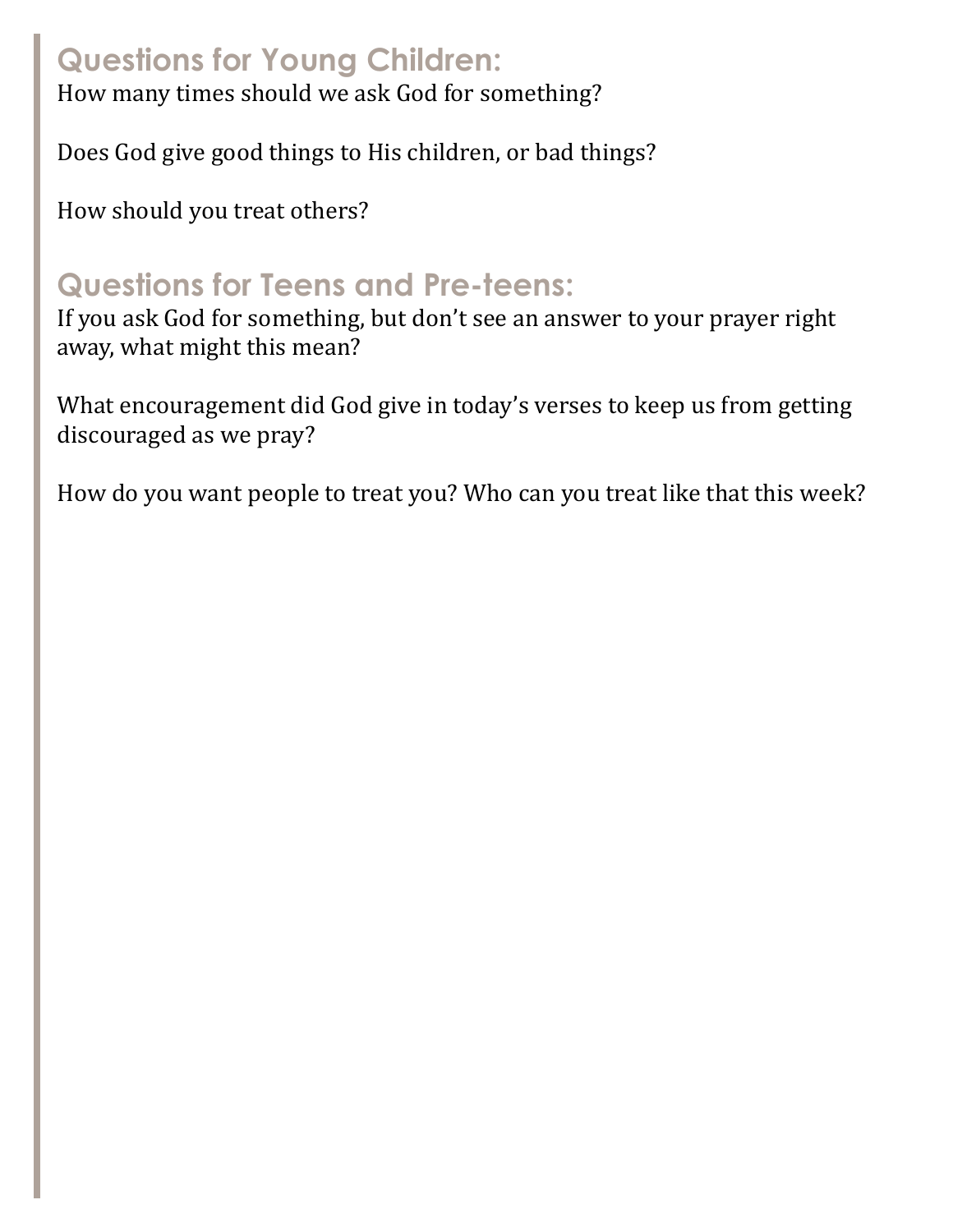## Questions for Young Children:

How many times should we ask God for something?

Does God give good things to His children, or bad things?

How should you treat others?

## Questions for Teens and Pre-teens:

If you ask God for something, but don't see an answer to your prayer right away, what might this mean?

What encouragement did God give in today's verses to keep us from getting discouraged as we pray?

How do you want people to treat you? Who can you treat like that this week?